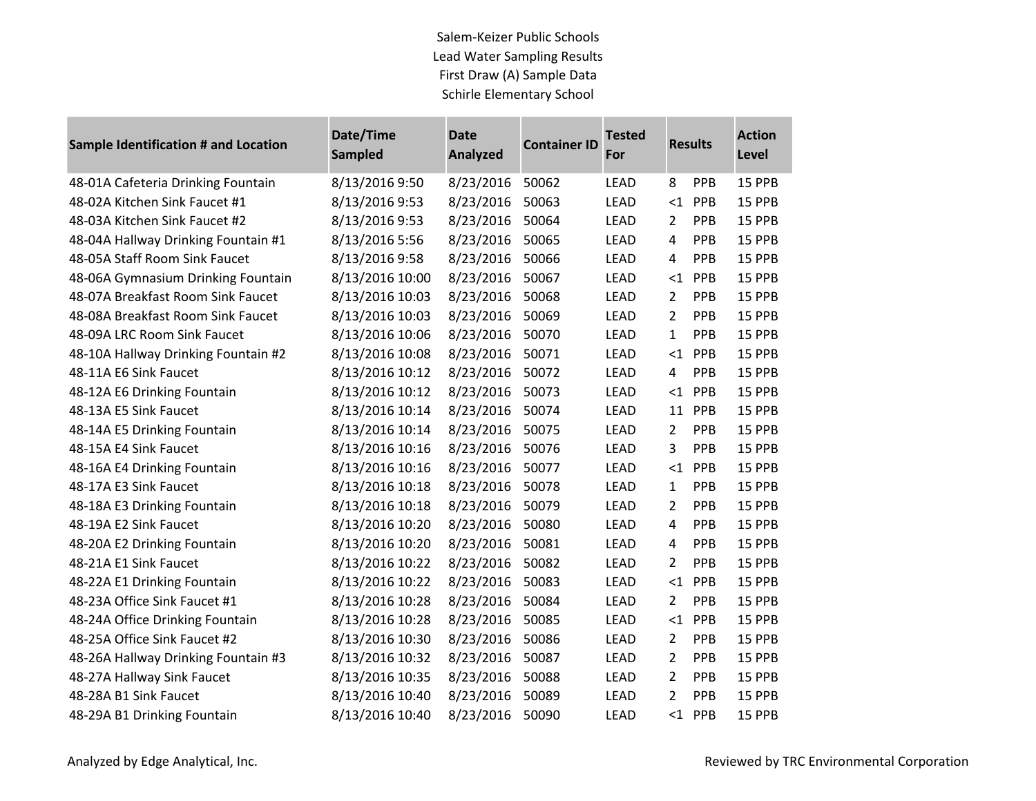Salem-Keizer Public Schools

Lead Water Sampling Results

First Draw (A) Sample Data

Schirle Elementary School

| Sample Identification # and Location | Date/Time Sampled | Date Analyzed | Container ID | Tested For | Results | | Action Level |
|---|---|---|---|---|---|---|---|
| 48-01A Cafeteria Drinking Fountain | 8/13/2016 9:50 | 8/23/2016 | 50062 | LEAD | 8 | PPB | 15 PPB |
| 48-02A Kitchen Sink Faucet #1 | 8/13/2016 9:53 | 8/23/2016 | 50063 | LEAD | <1 | PPB | 15 PPB |
| 48-03A Kitchen Sink Faucet #2 | 8/13/2016 9:53 | 8/23/2016 | 50064 | LEAD | 2 | PPB | 15 PPB |
| 48-04A Hallway Drinking Fountain #1 | 8/13/2016 5:56 | 8/23/2016 | 50065 | LEAD | 4 | PPB | 15 PPB |
| 48-05A Staff Room Sink Faucet | 8/13/2016 9:58 | 8/23/2016 | 50066 | LEAD | 4 | PPB | 15 PPB |
| 48-06A Gymnasium Drinking Fountain | 8/13/2016 10:00 | 8/23/2016 | 50067 | LEAD | <1 | PPB | 15 PPB |
| 48-07A Breakfast Room Sink Faucet | 8/13/2016 10:03 | 8/23/2016 | 50068 | LEAD | 2 | PPB | 15 PPB |
| 48-08A Breakfast Room Sink Faucet | 8/13/2016 10:03 | 8/23/2016 | 50069 | LEAD | 2 | PPB | 15 PPB |
| 48-09A LRC Room Sink Faucet | 8/13/2016 10:06 | 8/23/2016 | 50070 | LEAD | 1 | PPB | 15 PPB |
| 48-10A Hallway Drinking Fountain #2 | 8/13/2016 10:08 | 8/23/2016 | 50071 | LEAD | <1 | PPB | 15 PPB |
| 48-11A E6 Sink Faucet | 8/13/2016 10:12 | 8/23/2016 | 50072 | LEAD | 4 | PPB | 15 PPB |
| 48-12A E6 Drinking Fountain | 8/13/2016 10:12 | 8/23/2016 | 50073 | LEAD | <1 | PPB | 15 PPB |
| 48-13A E5 Sink Faucet | 8/13/2016 10:14 | 8/23/2016 | 50074 | LEAD | 11 | PPB | 15 PPB |
| 48-14A E5 Drinking Fountain | 8/13/2016 10:14 | 8/23/2016 | 50075 | LEAD | 2 | PPB | 15 PPB |
| 48-15A E4 Sink Faucet | 8/13/2016 10:16 | 8/23/2016 | 50076 | LEAD | 3 | PPB | 15 PPB |
| 48-16A E4 Drinking Fountain | 8/13/2016 10:16 | 8/23/2016 | 50077 | LEAD | <1 | PPB | 15 PPB |
| 48-17A E3 Sink Faucet | 8/13/2016 10:18 | 8/23/2016 | 50078 | LEAD | 1 | PPB | 15 PPB |
| 48-18A E3 Drinking Fountain | 8/13/2016 10:18 | 8/23/2016 | 50079 | LEAD | 2 | PPB | 15 PPB |
| 48-19A E2 Sink Faucet | 8/13/2016 10:20 | 8/23/2016 | 50080 | LEAD | 4 | PPB | 15 PPB |
| 48-20A E2 Drinking Fountain | 8/13/2016 10:20 | 8/23/2016 | 50081 | LEAD | 4 | PPB | 15 PPB |
| 48-21A E1 Sink Faucet | 8/13/2016 10:22 | 8/23/2016 | 50082 | LEAD | 2 | PPB | 15 PPB |
| 48-22A E1 Drinking Fountain | 8/13/2016 10:22 | 8/23/2016 | 50083 | LEAD | <1 | PPB | 15 PPB |
| 48-23A Office Sink Faucet #1 | 8/13/2016 10:28 | 8/23/2016 | 50084 | LEAD | 2 | PPB | 15 PPB |
| 48-24A Office Drinking Fountain | 8/13/2016 10:28 | 8/23/2016 | 50085 | LEAD | <1 | PPB | 15 PPB |
| 48-25A Office Sink Faucet #2 | 8/13/2016 10:30 | 8/23/2016 | 50086 | LEAD | 2 | PPB | 15 PPB |
| 48-26A Hallway Drinking Fountain #3 | 8/13/2016 10:32 | 8/23/2016 | 50087 | LEAD | 2 | PPB | 15 PPB |
| 48-27A Hallway Sink Faucet | 8/13/2016 10:35 | 8/23/2016 | 50088 | LEAD | 2 | PPB | 15 PPB |
| 48-28A B1 Sink Faucet | 8/13/2016 10:40 | 8/23/2016 | 50089 | LEAD | 2 | PPB | 15 PPB |
| 48-29A B1 Drinking Fountain | 8/13/2016 10:40 | 8/23/2016 | 50090 | LEAD | <1 | PPB | 15 PPB |

Analyzed by Edge Analytical, Inc.

Reviewed by TRC Environmental Corporation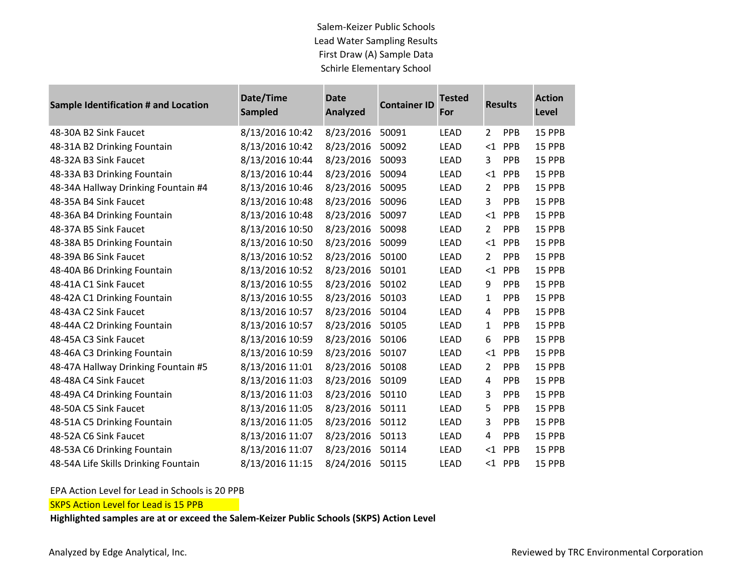Salem-Keizer Public Schools
Lead Water Sampling Results
First Draw (A) Sample Data
Schirle Elementary School

| Sample Identification # and Location | Date/Time Sampled | Date Analyzed | Container ID | Tested For | Results | | Action Level |
|---|---|---|---|---|---|---|---|
| 48-30A B2 Sink Faucet | 8/13/2016 10:42 | 8/23/2016 | 50091 | LEAD | 2 | PPB | 15 PPB |
| 48-31A B2 Drinking Fountain | 8/13/2016 10:42 | 8/23/2016 | 50092 | LEAD | <1 | PPB | 15 PPB |
| 48-32A B3 Sink Faucet | 8/13/2016 10:44 | 8/23/2016 | 50093 | LEAD | 3 | PPB | 15 PPB |
| 48-33A B3 Drinking Fountain | 8/13/2016 10:44 | 8/23/2016 | 50094 | LEAD | <1 | PPB | 15 PPB |
| 48-34A Hallway Drinking Fountain #4 | 8/13/2016 10:46 | 8/23/2016 | 50095 | LEAD | 2 | PPB | 15 PPB |
| 48-35A B4 Sink Faucet | 8/13/2016 10:48 | 8/23/2016 | 50096 | LEAD | 3 | PPB | 15 PPB |
| 48-36A B4 Drinking Fountain | 8/13/2016 10:48 | 8/23/2016 | 50097 | LEAD | <1 | PPB | 15 PPB |
| 48-37A B5 Sink Faucet | 8/13/2016 10:50 | 8/23/2016 | 50098 | LEAD | 2 | PPB | 15 PPB |
| 48-38A B5 Drinking Fountain | 8/13/2016 10:50 | 8/23/2016 | 50099 | LEAD | <1 | PPB | 15 PPB |
| 48-39A B6 Sink Faucet | 8/13/2016 10:52 | 8/23/2016 | 50100 | LEAD | 2 | PPB | 15 PPB |
| 48-40A B6 Drinking Fountain | 8/13/2016 10:52 | 8/23/2016 | 50101 | LEAD | <1 | PPB | 15 PPB |
| 48-41A C1 Sink Faucet | 8/13/2016 10:55 | 8/23/2016 | 50102 | LEAD | 9 | PPB | 15 PPB |
| 48-42A C1 Drinking Fountain | 8/13/2016 10:55 | 8/23/2016 | 50103 | LEAD | 1 | PPB | 15 PPB |
| 48-43A C2 Sink Faucet | 8/13/2016 10:57 | 8/23/2016 | 50104 | LEAD | 4 | PPB | 15 PPB |
| 48-44A C2 Drinking Fountain | 8/13/2016 10:57 | 8/23/2016 | 50105 | LEAD | 1 | PPB | 15 PPB |
| 48-45A C3 Sink Faucet | 8/13/2016 10:59 | 8/23/2016 | 50106 | LEAD | 6 | PPB | 15 PPB |
| 48-46A C3 Drinking Fountain | 8/13/2016 10:59 | 8/23/2016 | 50107 | LEAD | <1 | PPB | 15 PPB |
| 48-47A Hallway Drinking Fountain #5 | 8/13/2016 11:01 | 8/23/2016 | 50108 | LEAD | 2 | PPB | 15 PPB |
| 48-48A C4 Sink Faucet | 8/13/2016 11:03 | 8/23/2016 | 50109 | LEAD | 4 | PPB | 15 PPB |
| 48-49A C4 Drinking Fountain | 8/13/2016 11:03 | 8/23/2016 | 50110 | LEAD | 3 | PPB | 15 PPB |
| 48-50A C5 Sink Faucet | 8/13/2016 11:05 | 8/23/2016 | 50111 | LEAD | 5 | PPB | 15 PPB |
| 48-51A C5 Drinking Fountain | 8/13/2016 11:05 | 8/23/2016 | 50112 | LEAD | 3 | PPB | 15 PPB |
| 48-52A C6 Sink Faucet | 8/13/2016 11:07 | 8/23/2016 | 50113 | LEAD | 4 | PPB | 15 PPB |
| 48-53A C6 Drinking Fountain | 8/13/2016 11:07 | 8/23/2016 | 50114 | LEAD | <1 | PPB | 15 PPB |
| 48-54A Life Skills Drinking Fountain | 8/13/2016 11:15 | 8/24/2016 | 50115 | LEAD | <1 | PPB | 15 PPB |

EPA Action Level for Lead in Schools is 20 PPB

SKPS Action Level for Lead is 15 PPB

**Highlighted samples are at or exceed the Salem-Keizer Public Schools (SKPS) Action Level**

Analyzed by Edge Analytical, Inc.

Reviewed by TRC Environmental Corporation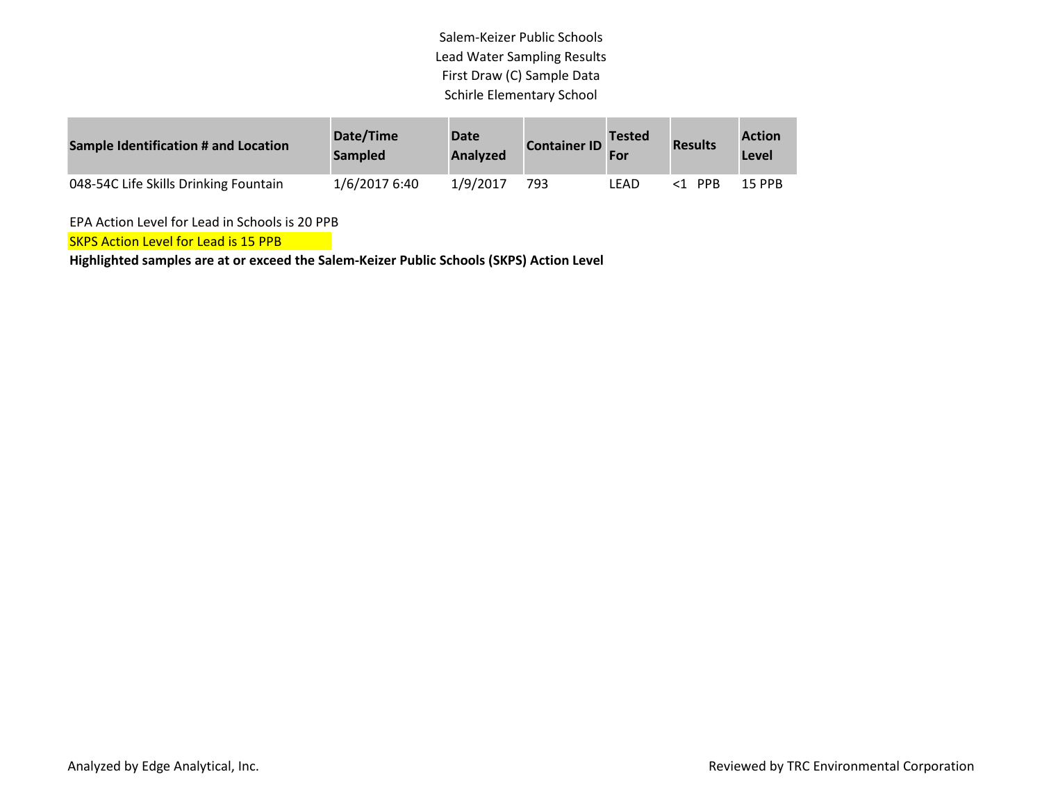Salem-Keizer Public Schools
Lead Water Sampling Results
First Draw (C) Sample Data
Schirle Elementary School

| Sample Identification # and Location | Date/Time Sampled | Date Analyzed | Container ID | Tested For | Results | Action Level |
|---|---|---|---|---|---|---|
| 048-54C Life Skills Drinking Fountain | 1/6/2017 6:40 | 1/9/2017 | 793 | LEAD | <1 PPB | 15 PPB |

EPA Action Level for Lead in Schools is 20 PPB

SKPS Action Level for Lead is 15 PPB

**Highlighted samples are at or exceed the Salem-Keizer Public Schools (SKPS) Action Level**

Analyzed by Edge Analytical, Inc.

Reviewed by TRC Environmental Corporation